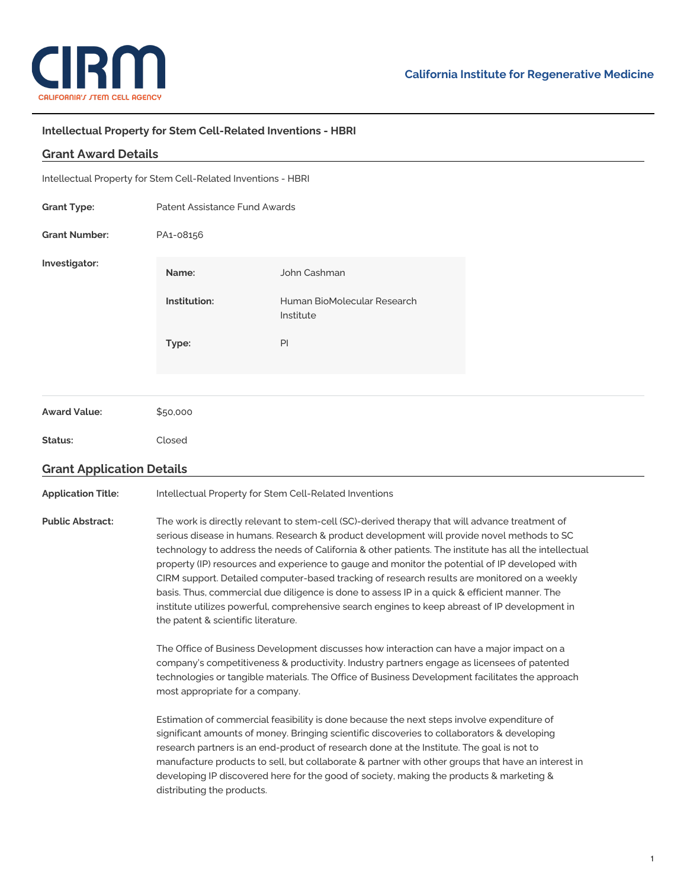# Intellectual Property for Stem Cell-Related Inventions - HBRI

## Grant Award Details

Intellectual Property for Stem Cell-Related Inventions - HBRI

| | |
|---|---|
| **Grant Type:** | Patent Assistance Fund Awards |
| **Grant Number:** | PA1-08156 |
| **Investigator:** | **Name:** John Cashman<br>**Institution:** Human BioMolecular Research Institute<br>**Type:** PI |
| **Award Value:** | $50,000 |
| **Status:** | Closed |

## Grant Application Details

**Application Title:** Intellectual Property for Stem Cell-Related Inventions

**Public Abstract:**

The work is directly relevant to stem-cell (SC)-derived therapy that will advance treatment of serious disease in humans. Research & product development will provide novel methods to SC technology to address the needs of California & other patients. The institute has all the intellectual property (IP) resources and experience to gauge and monitor the potential of IP developed with CIRM support. Detailed computer-based tracking of research results are monitored on a weekly basis. Thus, commercial due diligence is done to assess IP in a quick & efficient manner. The institute utilizes powerful, comprehensive search engines to keep abreast of IP development in the patent & scientific literature.

The Office of Business Development discusses how interaction can have a major impact on a company's competitiveness & productivity. Industry partners engage as licensees of patented technologies or tangible materials. The Office of Business Development facilitates the approach most appropriate for a company.

Estimation of commercial feasibility is done because the next steps involve expenditure of significant amounts of money. Bringing scientific discoveries to collaborators & developing research partners is an end-product of research done at the Institute. The goal is not to manufacture products to sell, but collaborate & partner with other groups that have an interest in developing IP discovered here for the good of society, making the products & marketing & distributing the products.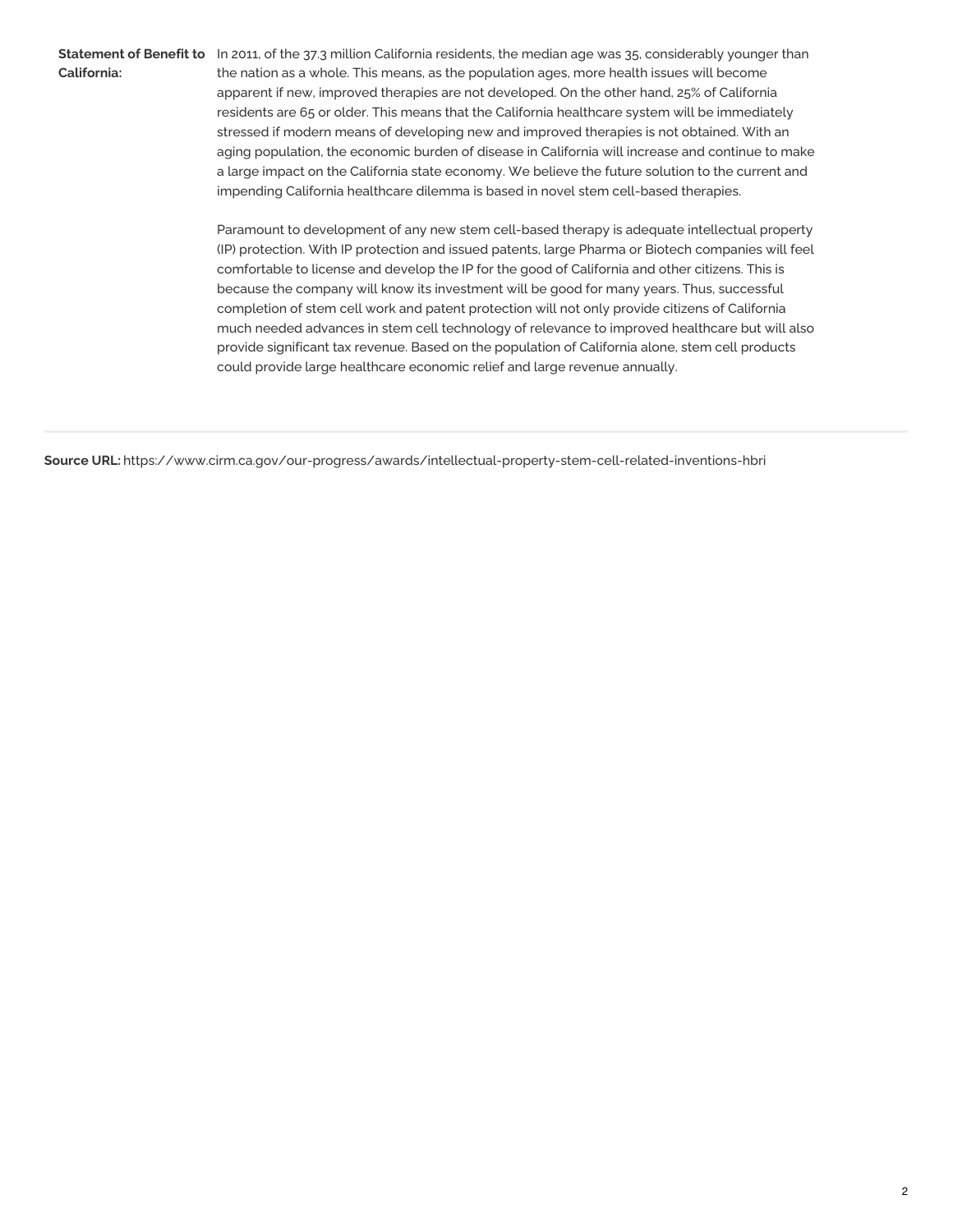**Statement of Benefit to California:**

In 2011, of the 37.3 million California residents, the median age was 35, considerably younger than the nation as a whole. This means, as the population ages, more health issues will become apparent if new, improved therapies are not developed. On the other hand, 25% of California residents are 65 or older. This means that the California healthcare system will be immediately stressed if modern means of developing new and improved therapies is not obtained. With an aging population, the economic burden of disease in California will increase and continue to make a large impact on the California state economy. We believe the future solution to the current and impending California healthcare dilemma is based in novel stem cell-based therapies.

Paramount to development of any new stem cell-based therapy is adequate intellectual property (IP) protection. With IP protection and issued patents, large Pharma or Biotech companies will feel comfortable to license and develop the IP for the good of California and other citizens. This is because the company will know its investment will be good for many years. Thus, successful completion of stem cell work and patent protection will not only provide citizens of California much needed advances in stem cell technology of relevance to improved healthcare but will also provide significant tax revenue. Based on the population of California alone, stem cell products could provide large healthcare economic relief and large revenue annually.

---

**Source URL:** https://www.cirm.ca.gov/our-progress/awards/intellectual-property-stem-cell-related-inventions-hbri